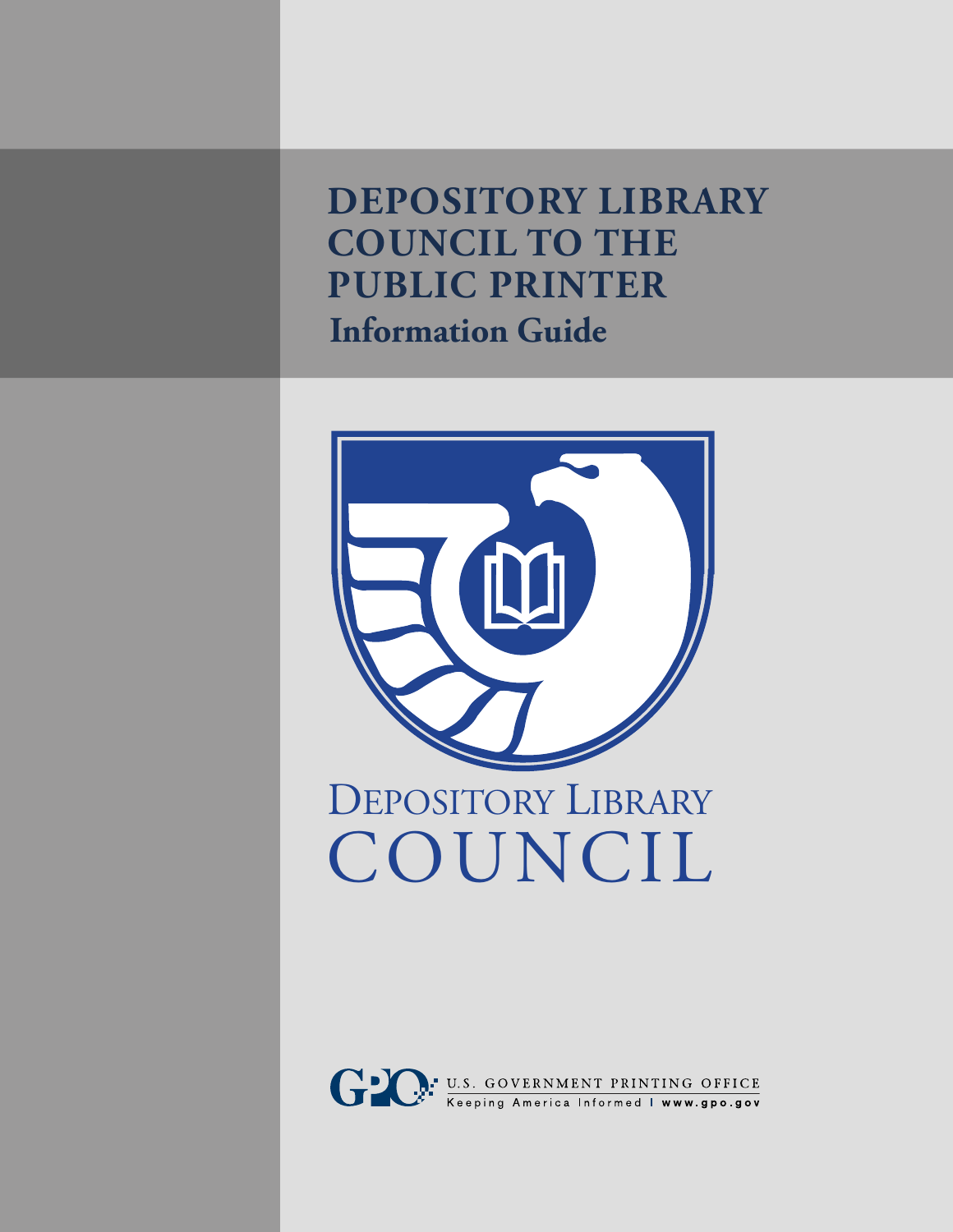# DEPOSITORY LIBRARY COUNCIL TO THE PUBLIC PRINTER

## Information Guide

DEPOSITORY LIBRARY COUNCIL

GPO U.S. GOVERNMENT PRINTING OFFICE
Keeping America Informed | www.gpo.gov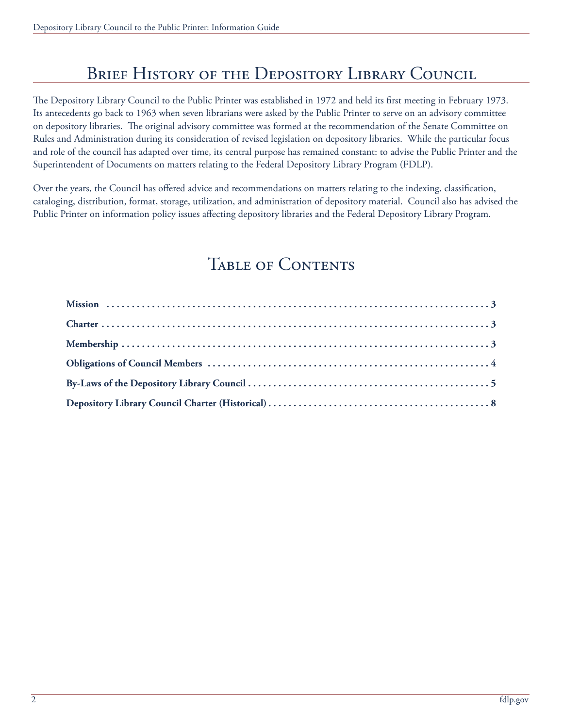# Brief History of the Depository Library Council

The Depository Library Council to the Public Printer was established in 1972 and held its first meeting in February 1973. Its antecedents go back to 1963 when seven librarians were asked by the Public Printer to serve on an advisory committee on depository libraries. The original advisory committee was formed at the recommendation of the Senate Committee on Rules and Administration during its consideration of revised legislation on depository libraries. While the particular focus and role of the council has adapted over time, its central purpose has remained constant: to advise the Public Printer and the Superintendent of Documents on matters relating to the Federal Depository Library Program (FDLP).

Over the years, the Council has offered advice and recommendations on matters relating to the indexing, classification, cataloging, distribution, format, storage, utilization, and administration of depository material. Council also has advised the Public Printer on information policy issues affecting depository libraries and the Federal Depository Library Program.

# Table of Contents

**Mission** ........................................ **3**

**Charter** ........................................ **3**

**Membership** ........................................ **3**

**Obligations of Council Members** ........................................ **4**

**By-Laws of the Depository Library Council** ........................................ **5**

**Depository Library Council Charter (Historical)** ........................................ **8**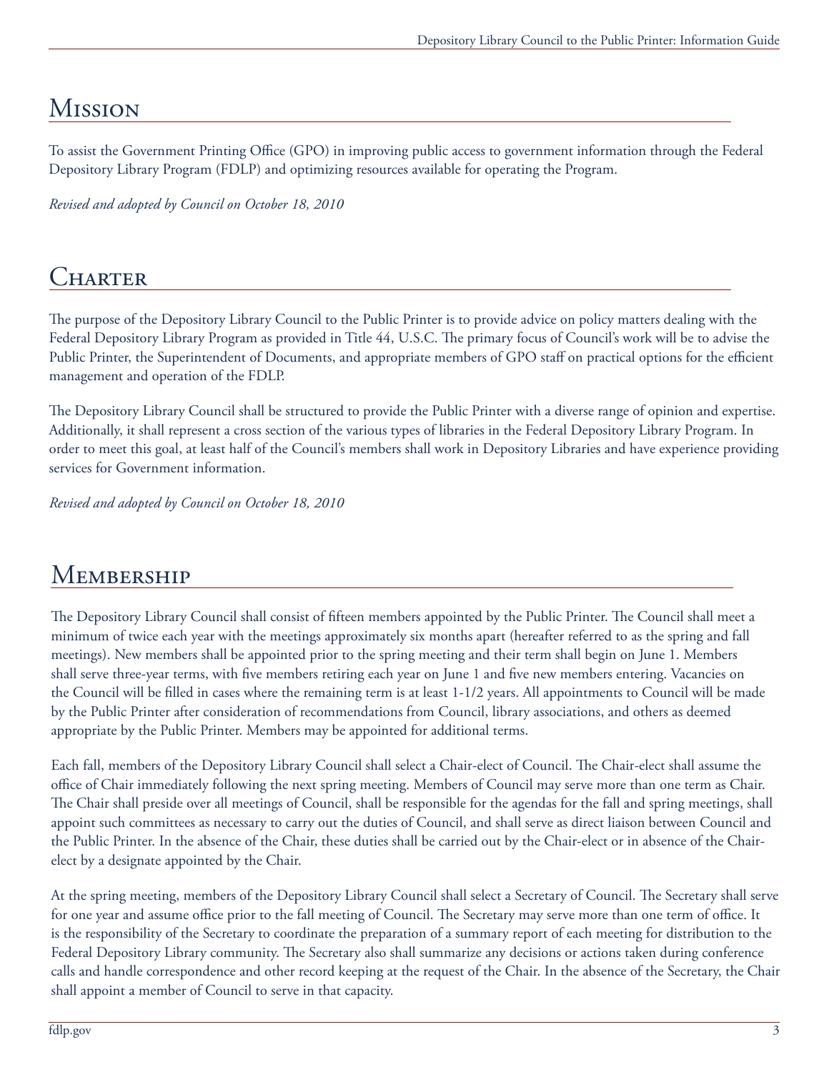## Mission

To assist the Government Printing Office (GPO) in improving public access to government information through the Federal Depository Library Program (FDLP) and optimizing resources available for operating the Program.

*Revised and adopted by Council on October 18, 2010*

## Charter

The purpose of the Depository Library Council to the Public Printer is to provide advice on policy matters dealing with the Federal Depository Library Program as provided in Title 44, U.S.C. The primary focus of Council's work will be to advise the Public Printer, the Superintendent of Documents, and appropriate members of GPO staff on practical options for the efficient management and operation of the FDLP.

The Depository Library Council shall be structured to provide the Public Printer with a diverse range of opinion and expertise. Additionally, it shall represent a cross section of the various types of libraries in the Federal Depository Library Program. In order to meet this goal, at least half of the Council's members shall work in Depository Libraries and have experience providing services for Government information.

*Revised and adopted by Council on October 18, 2010*

## Membership

The Depository Library Council shall consist of fifteen members appointed by the Public Printer. The Council shall meet a minimum of twice each year with the meetings approximately six months apart (hereafter referred to as the spring and fall meetings). New members shall be appointed prior to the spring meeting and their term shall begin on June 1. Members shall serve three-year terms, with five members retiring each year on June 1 and five new members entering. Vacancies on the Council will be filled in cases where the remaining term is at least 1-1/2 years. All appointments to Council will be made by the Public Printer after consideration of recommendations from Council, library associations, and others as deemed appropriate by the Public Printer. Members may be appointed for additional terms.

Each fall, members of the Depository Library Council shall select a Chair-elect of Council. The Chair-elect shall assume the office of Chair immediately following the next spring meeting. Members of Council may serve more than one term as Chair. The Chair shall preside over all meetings of Council, shall be responsible for the agendas for the fall and spring meetings, shall appoint such committees as necessary to carry out the duties of Council, and shall serve as direct liaison between Council and the Public Printer. In the absence of the Chair, these duties shall be carried out by the Chair-elect or in absence of the Chair-elect by a designate appointed by the Chair.

At the spring meeting, members of the Depository Library Council shall select a Secretary of Council. The Secretary shall serve for one year and assume office prior to the fall meeting of Council. The Secretary may serve more than one term of office. It is the responsibility of the Secretary to coordinate the preparation of a summary report of each meeting for distribution to the Federal Depository Library community. The Secretary also shall summarize any decisions or actions taken during conference calls and handle correspondence and other record keeping at the request of the Chair. In the absence of the Secretary, the Chair shall appoint a member of Council to serve in that capacity.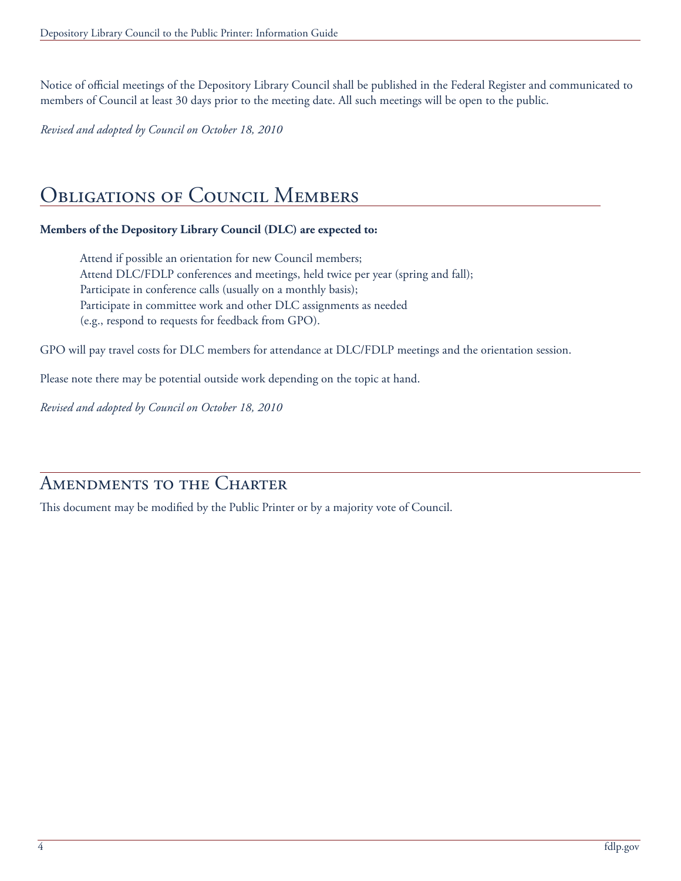Notice of official meetings of the Depository Library Council shall be published in the Federal Register and communicated to members of Council at least 30 days prior to the meeting date. All such meetings will be open to the public.

*Revised and adopted by Council on October 18, 2010*

## Obligations of Council Members

**Members of the Depository Library Council (DLC) are expected to:**

Attend if possible an orientation for new Council members;
Attend DLC/FDLP conferences and meetings, held twice per year (spring and fall);
Participate in conference calls (usually on a monthly basis);
Participate in committee work and other DLC assignments as needed
(e.g., respond to requests for feedback from GPO).

GPO will pay travel costs for DLC members for attendance at DLC/FDLP meetings and the orientation session.

Please note there may be potential outside work depending on the topic at hand.

*Revised and adopted by Council on October 18, 2010*

## Amendments to the Charter

This document may be modified by the Public Printer or by a majority vote of Council.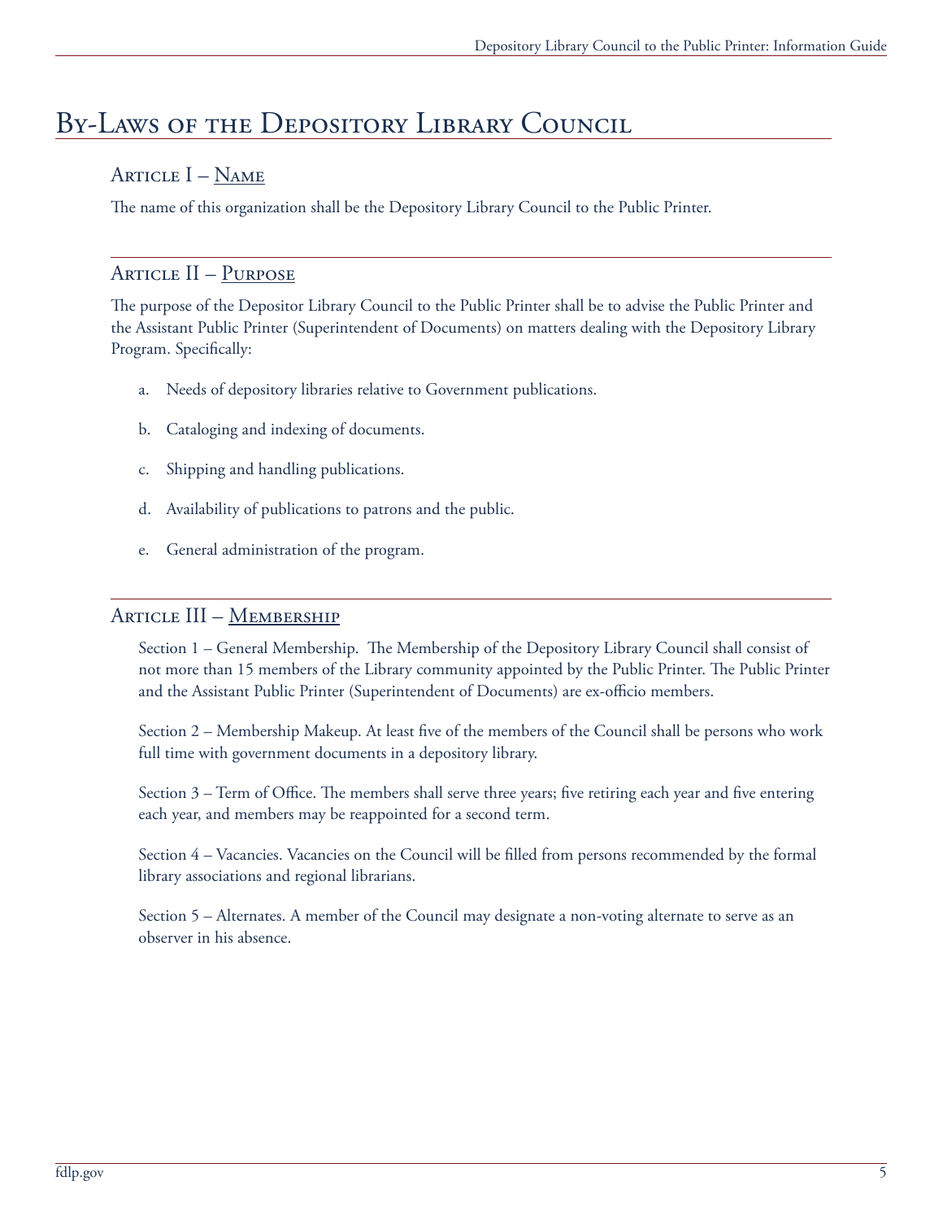# By-Laws of the Depository Library Council

## Article I – Name

The name of this organization shall be the Depository Library Council to the Public Printer.

## Article II – Purpose

The purpose of the Depositor Library Council to the Public Printer shall be to advise the Public Printer and the Assistant Public Printer (Superintendent of Documents) on matters dealing with the Depository Library Program. Specifically:

a. Needs of depository libraries relative to Government publications.

b. Cataloging and indexing of documents.

c. Shipping and handling publications.

d. Availability of publications to patrons and the public.

e. General administration of the program.

## Article III – Membership

Section 1 – General Membership. The Membership of the Depository Library Council shall consist of not more than 15 members of the Library community appointed by the Public Printer. The Public Printer and the Assistant Public Printer (Superintendent of Documents) are ex-officio members.

Section 2 – Membership Makeup. At least five of the members of the Council shall be persons who work full time with government documents in a depository library.

Section 3 – Term of Office. The members shall serve three years; five retiring each year and five entering each year, and members may be reappointed for a second term.

Section 4 – Vacancies. Vacancies on the Council will be filled from persons recommended by the formal library associations and regional librarians.

Section 5 – Alternates. A member of the Council may designate a non-voting alternate to serve as an observer in his absence.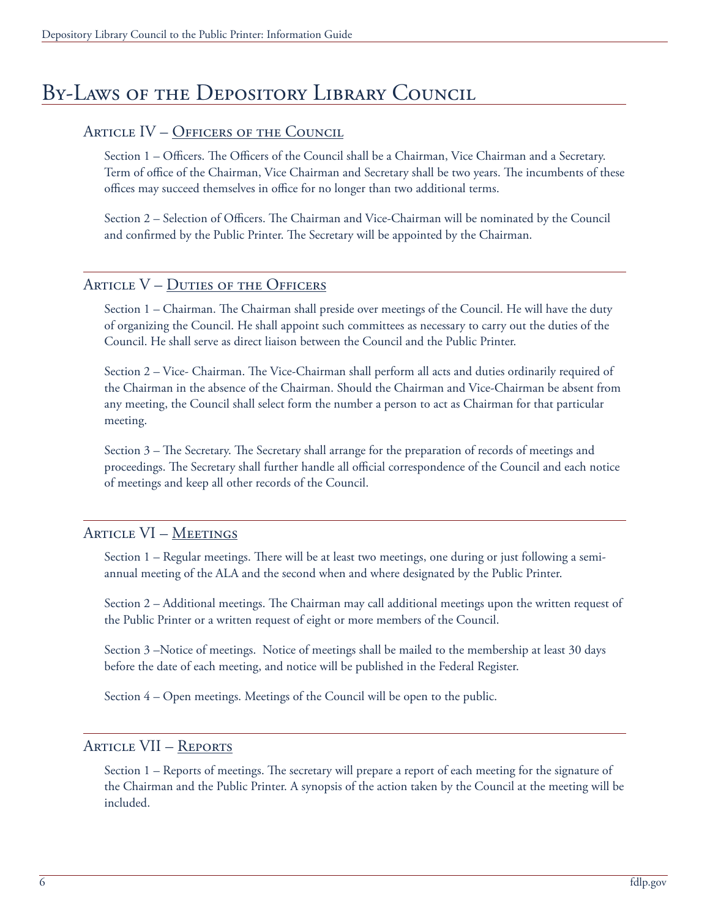# By-Laws of the Depository Library Council

## Article IV – Officers of the Council

Section 1 – Officers. The Officers of the Council shall be a Chairman, Vice Chairman and a Secretary. Term of office of the Chairman, Vice Chairman and Secretary shall be two years. The incumbents of these offices may succeed themselves in office for no longer than two additional terms.

Section 2 – Selection of Officers. The Chairman and Vice-Chairman will be nominated by the Council and confirmed by the Public Printer. The Secretary will be appointed by the Chairman.

## Article V – Duties of the Officers

Section 1 – Chairman. The Chairman shall preside over meetings of the Council. He will have the duty of organizing the Council. He shall appoint such committees as necessary to carry out the duties of the Council. He shall serve as direct liaison between the Council and the Public Printer.

Section 2 – Vice- Chairman. The Vice-Chairman shall perform all acts and duties ordinarily required of the Chairman in the absence of the Chairman. Should the Chairman and Vice-Chairman be absent from any meeting, the Council shall select form the number a person to act as Chairman for that particular meeting.

Section 3 – The Secretary. The Secretary shall arrange for the preparation of records of meetings and proceedings. The Secretary shall further handle all official correspondence of the Council and each notice of meetings and keep all other records of the Council.

## Article VI – Meetings

Section 1 – Regular meetings. There will be at least two meetings, one during or just following a semi-annual meeting of the ALA and the second when and where designated by the Public Printer.

Section 2 – Additional meetings. The Chairman may call additional meetings upon the written request of the Public Printer or a written request of eight or more members of the Council.

Section 3 –Notice of meetings. Notice of meetings shall be mailed to the membership at least 30 days before the date of each meeting, and notice will be published in the Federal Register.

Section 4 – Open meetings. Meetings of the Council will be open to the public.

## Article VII – Reports

Section 1 – Reports of meetings. The secretary will prepare a report of each meeting for the signature of the Chairman and the Public Printer. A synopsis of the action taken by the Council at the meeting will be included.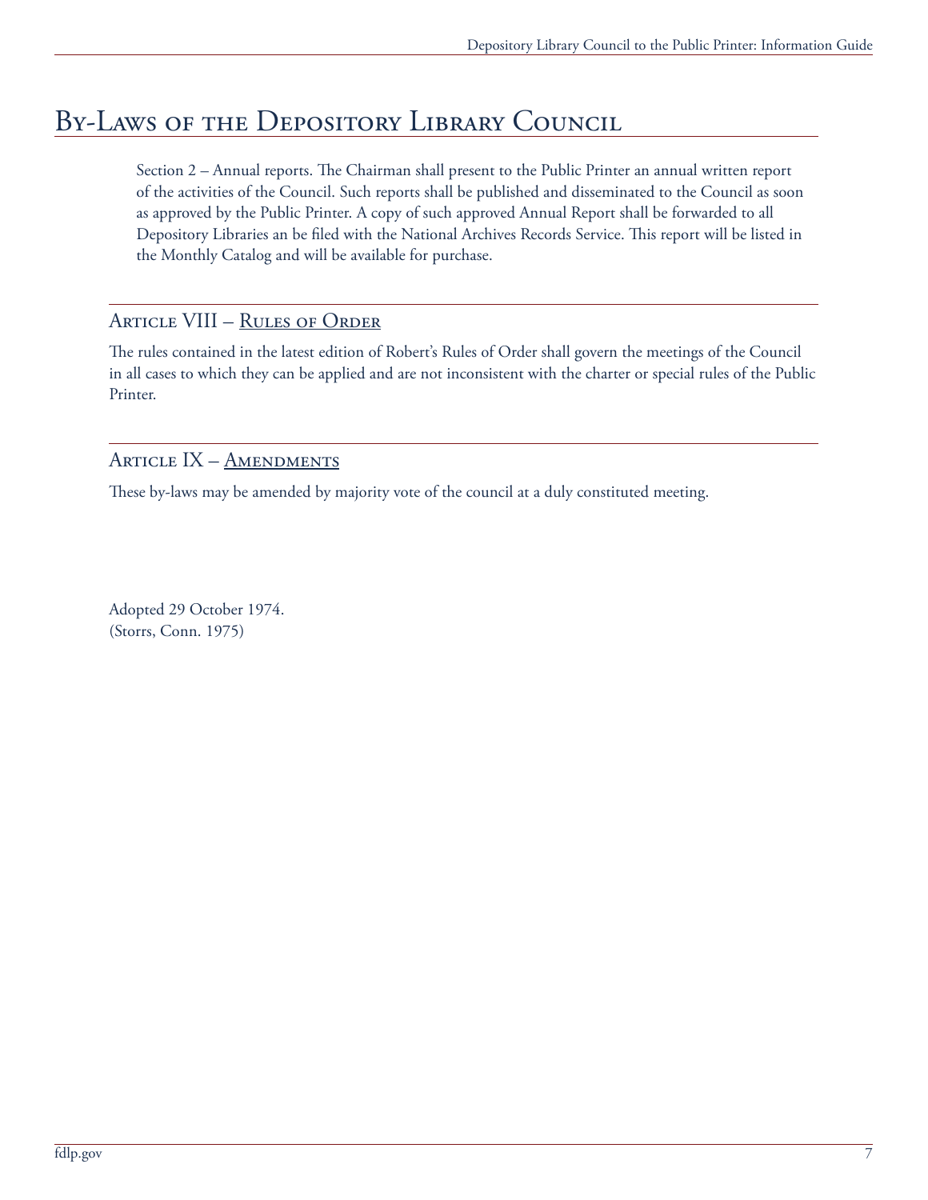# By-Laws of the Depository Library Council

Section 2 – Annual reports. The Chairman shall present to the Public Printer an annual written report of the activities of the Council. Such reports shall be published and disseminated to the Council as soon as approved by the Public Printer. A copy of such approved Annual Report shall be forwarded to all Depository Libraries an be filed with the National Archives Records Service. This report will be listed in the Monthly Catalog and will be available for purchase.

## Article VIII – Rules of Order

The rules contained in the latest edition of Robert's Rules of Order shall govern the meetings of the Council in all cases to which they can be applied and are not inconsistent with the charter or special rules of the Public Printer.

## Article IX – Amendments

These by-laws may be amended by majority vote of the council at a duly constituted meeting.

Adopted 29 October 1974.
(Storrs, Conn. 1975)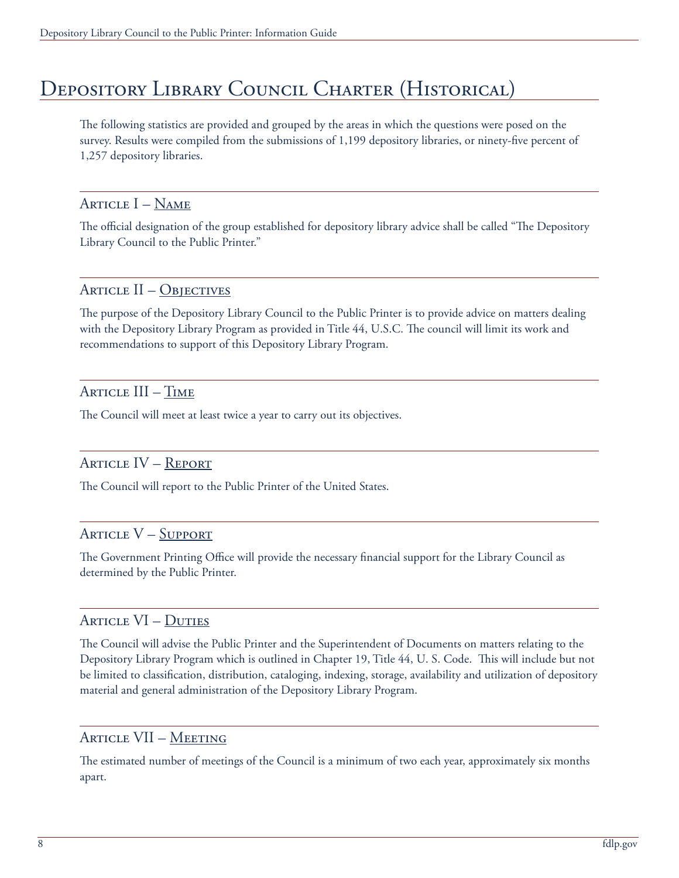# Depository Library Council Charter (Historical)

The following statistics are provided and grouped by the areas in which the questions were posed on the survey. Results were compiled from the submissions of 1,199 depository libraries, or ninety-five percent of 1,257 depository libraries.

## Article I – Name

The official designation of the group established for depository library advice shall be called "The Depository Library Council to the Public Printer."

## Article II – Objectives

The purpose of the Depository Library Council to the Public Printer is to provide advice on matters dealing with the Depository Library Program as provided in Title 44, U.S.C. The council will limit its work and recommendations to support of this Depository Library Program.

## Article III – Time

The Council will meet at least twice a year to carry out its objectives.

## Article IV – Report

The Council will report to the Public Printer of the United States.

## Article V – Support

The Government Printing Office will provide the necessary financial support for the Library Council as determined by the Public Printer.

## Article VI – Duties

The Council will advise the Public Printer and the Superintendent of Documents on matters relating to the Depository Library Program which is outlined in Chapter 19, Title 44, U. S. Code. This will include but not be limited to classification, distribution, cataloging, indexing, storage, availability and utilization of depository material and general administration of the Depository Library Program.

## Article VII – Meeting

The estimated number of meetings of the Council is a minimum of two each year, approximately six months apart.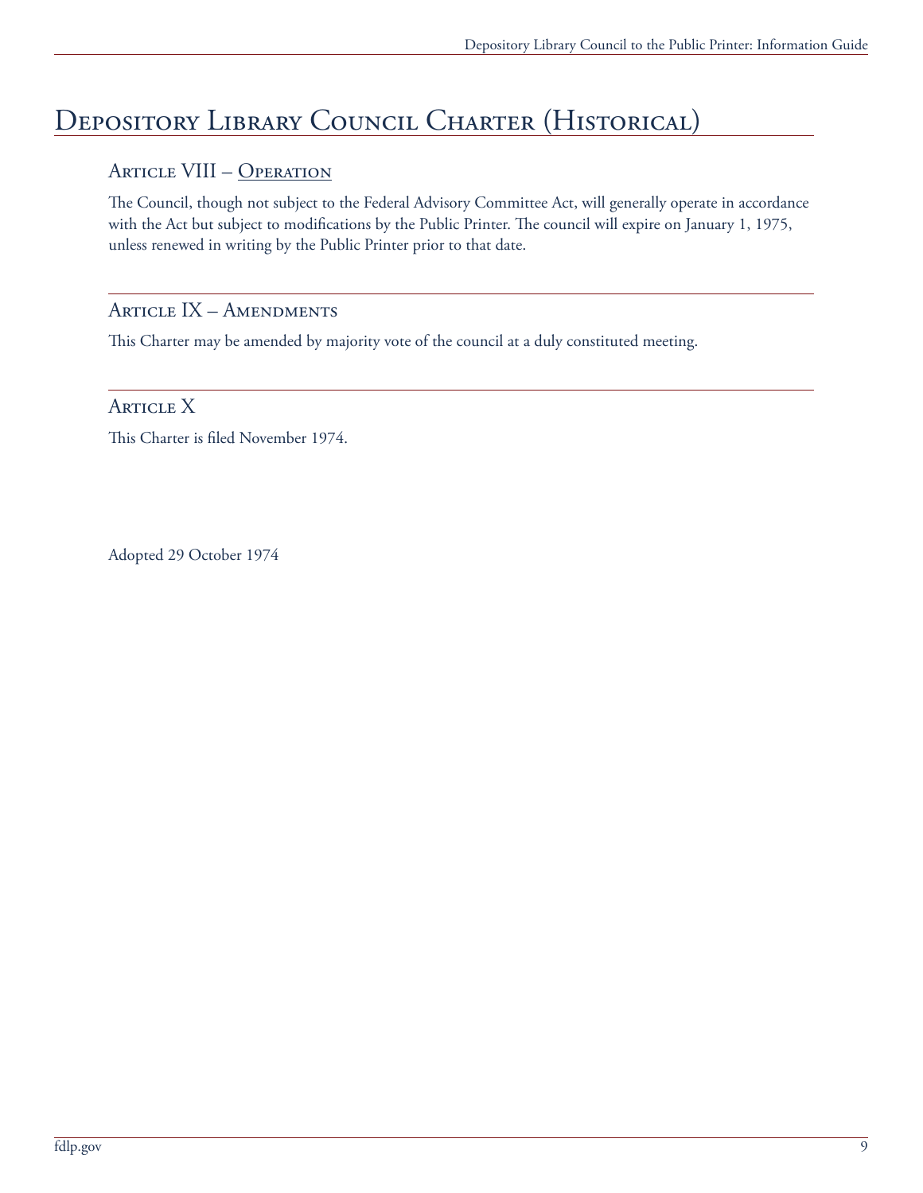# Depository Library Council Charter (Historical)

## Article VIII – Operation

The Council, though not subject to the Federal Advisory Committee Act, will generally operate in accordance with the Act but subject to modifications by the Public Printer. The council will expire on January 1, 1975, unless renewed in writing by the Public Printer prior to that date.

## Article IX – Amendments

This Charter may be amended by majority vote of the council at a duly constituted meeting.

## Article X

This Charter is filed November 1974.

Adopted 29 October 1974